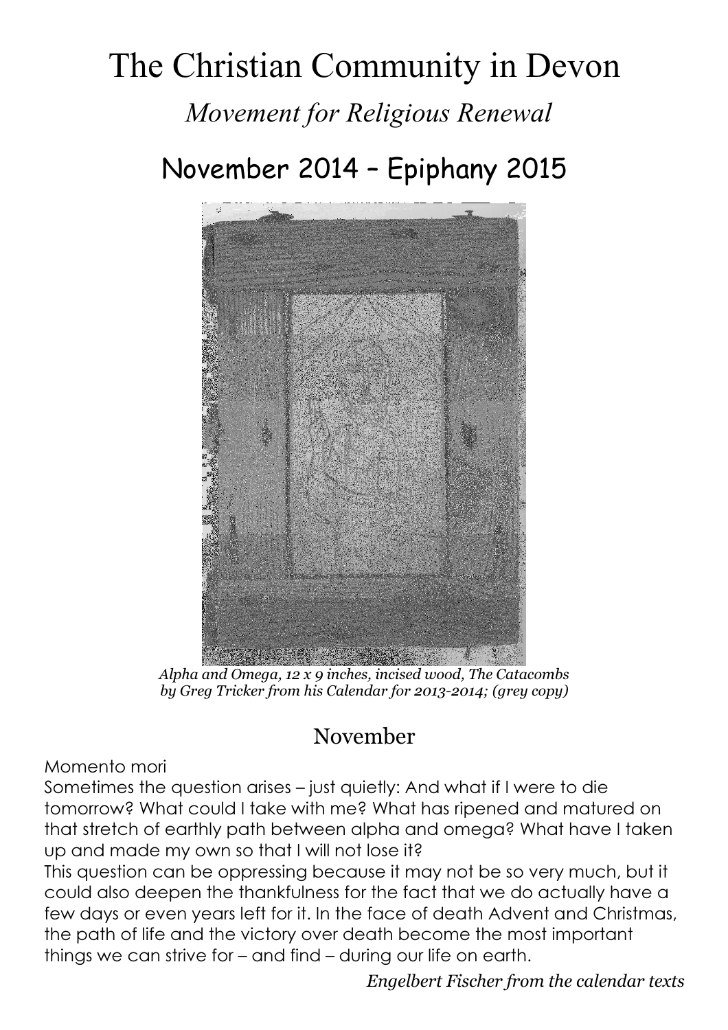# The Christian Community in Devon

*Movement for Religious Renewal*

## November 2014 – Epiphany 2015

*Alpha and Omega, 12 x 9 inches, incised wood, The Catacombs by Greg Tricker from his Calendar for 2013-2014; (grey copy)*

## November

Momento mori

Sometimes the question arises – just quietly: And what if I were to die tomorrow? What could I take with me? What has ripened and matured on that stretch of earthly path between alpha and omega? What have I taken up and made my own so that I will not lose it?

This question can be oppressing because it may not be so very much, but it could also deepen the thankfulness for the fact that we do actually have a few days or even years left for it. In the face of death Advent and Christmas, the path of life and the victory over death become the most important things we can strive for – and find – during our life on earth.

*Engelbert Fischer from the calendar texts*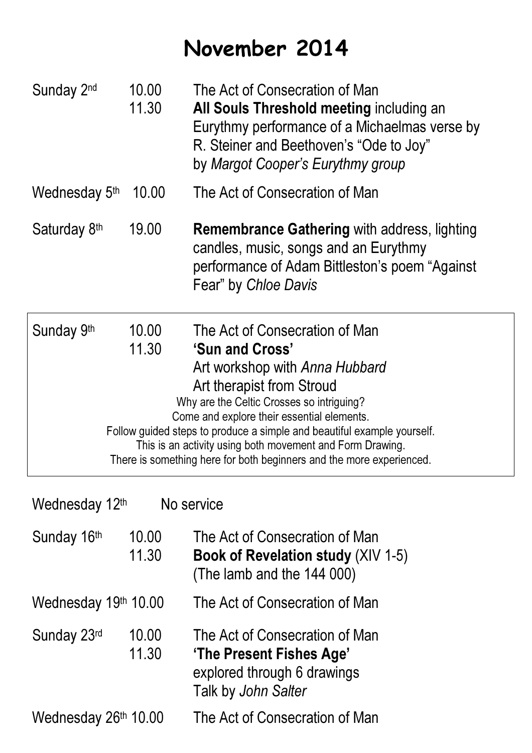# November 2014

| | | |
|---|---|---|
| Sunday 2nd | 10.00 | The Act of Consecration of Man |
| | 11.30 | **All Souls Threshold meeting** including an Eurythmy performance of a Michaelmas verse by R. Steiner and Beethoven's "Ode to Joy" by *Margot Cooper's Eurythmy group* |
| Wednesday 5th | 10.00 | The Act of Consecration of Man |
| Saturday 8th | 19.00 | **Remembrance Gathering** with address, lighting candles, music, songs and an Eurythmy performance of Adam Bittleston's poem "Against Fear" by *Chloe Davis* |
| Sunday 9th | 10.00 | The Act of Consecration of Man |
| | 11.30 | **'Sun and Cross'** Art workshop with *Anna Hubbard* Art therapist from Stroud |

Why are the Celtic Crosses so intriguing?
Come and explore their essential elements.
Follow guided steps to produce a simple and beautiful example yourself.
This is an activity using both movement and Form Drawing.
There is something here for both beginners and the more experienced.

| | | |
|---|---|---|
| Wednesday 12th | | No service |
| Sunday 16th | 10.00 | The Act of Consecration of Man |
| | 11.30 | **Book of Revelation study** (XIV 1-5) (The lamb and the 144 000) |
| Wednesday 19th | 10.00 | The Act of Consecration of Man |
| Sunday 23rd | 10.00 | The Act of Consecration of Man |
| | 11.30 | **'The Present Fishes Age'** explored through 6 drawings Talk by *John Salter* |
| Wednesday 26th | 10.00 | The Act of Consecration of Man |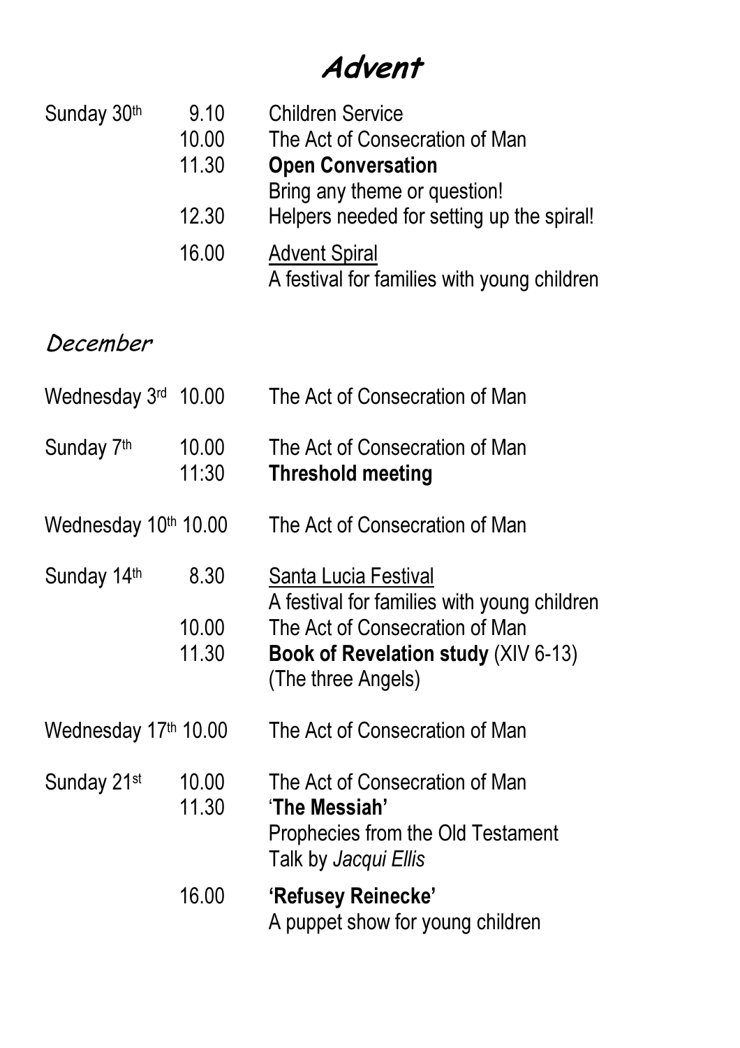# Advent

| | | |
|---|---|---|
| Sunday 30th | 9.10 | Children Service |
| | 10.00 | The Act of Consecration of Man |
| | 11.30 | **Open Conversation**<br>Bring any theme or question! |
| | 12.30 | Helpers needed for setting up the spiral! |
| | 16.00 | Advent Spiral<br>A festival for families with young children |

## *December*

| | | |
|---|---|---|
| Wednesday 3rd | 10.00 | The Act of Consecration of Man |
| Sunday 7th | 10.00 | The Act of Consecration of Man |
| | 11:30 | **Threshold meeting** |
| Wednesday 10th | 10.00 | The Act of Consecration of Man |
| Sunday 14th | 8.30 | Santa Lucia Festival<br>A festival for families with young children |
| | 10.00 | The Act of Consecration of Man |
| | 11.30 | **Book of Revelation study** (XIV 6-13)<br>(The three Angels) |
| Wednesday 17th | 10.00 | The Act of Consecration of Man |
| Sunday 21st | 10.00 | The Act of Consecration of Man |
| | 11.30 | '**The Messiah'**<br>Prophecies from the Old Testament<br>Talk by *Jacqui Ellis* |
| | 16.00 | **'Refusey Reinecke'**<br>A puppet show for young children |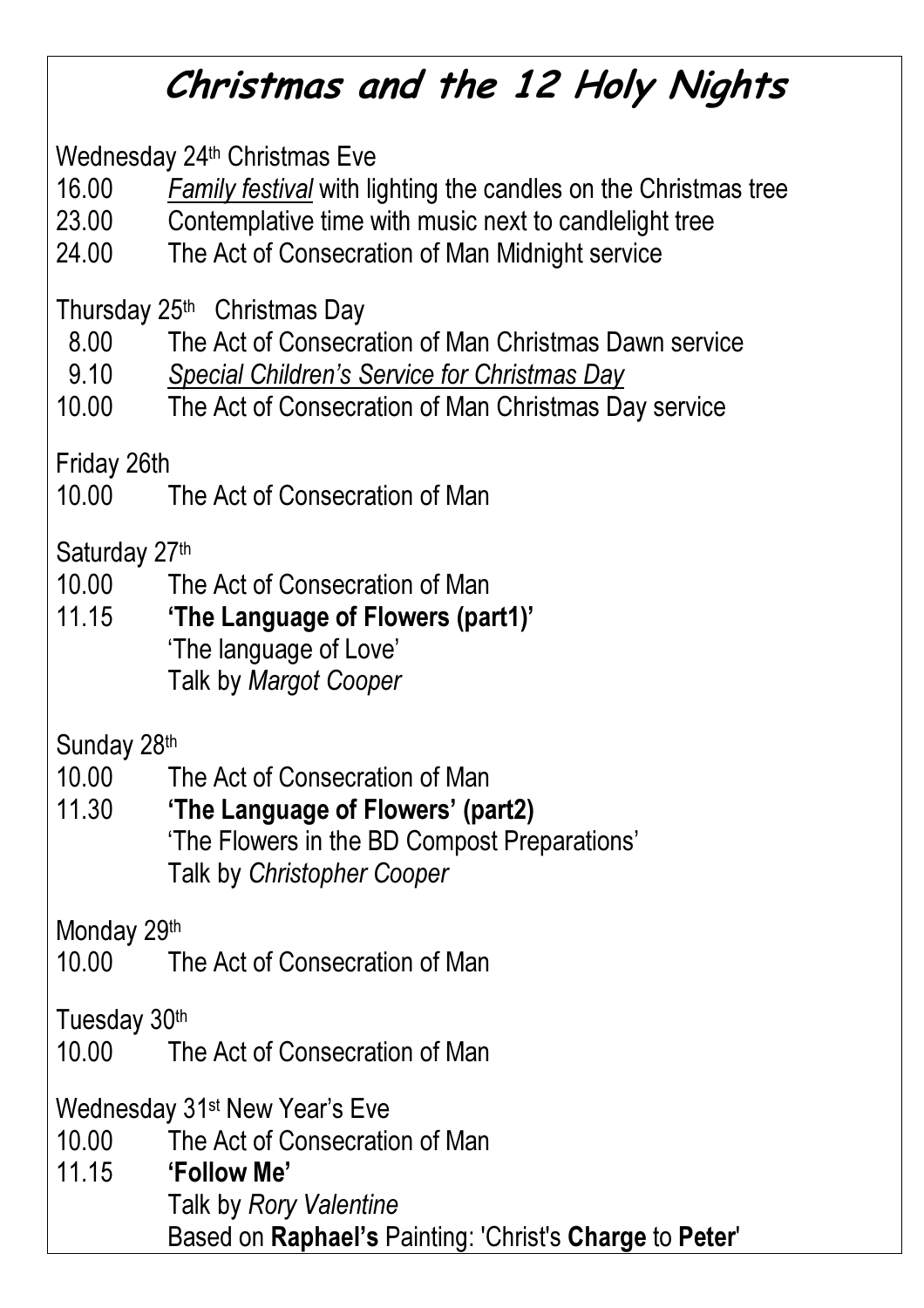# Christmas and the 12 Holy Nights

Wednesday 24th Christmas Eve

16.00 *Family festival* with lighting the candles on the Christmas tree
23.00 Contemplative time with music next to candlelight tree
24.00 The Act of Consecration of Man Midnight service

Thursday 25th Christmas Day

8.00 The Act of Consecration of Man Christmas Dawn service
9.10 *Special Children's Service for Christmas Day*
10.00 The Act of Consecration of Man Christmas Day service

Friday 26th

10.00 The Act of Consecration of Man

Saturday 27th

10.00 The Act of Consecration of Man
11.15 **'The Language of Flowers (part1)'**
'The language of Love'
Talk by *Margot Cooper*

Sunday 28th

10.00 The Act of Consecration of Man
11.30 **'The Language of Flowers' (part2)**
'The Flowers in the BD Compost Preparations'
Talk by *Christopher Cooper*

Monday 29th

10.00 The Act of Consecration of Man

Tuesday 30th

10.00 The Act of Consecration of Man

Wednesday 31st New Year's Eve

10.00 The Act of Consecration of Man
11.15 **'Follow Me'**
Talk by *Rory Valentine*
Based on **Raphael's** Painting: 'Christ's **Charge** to **Peter**'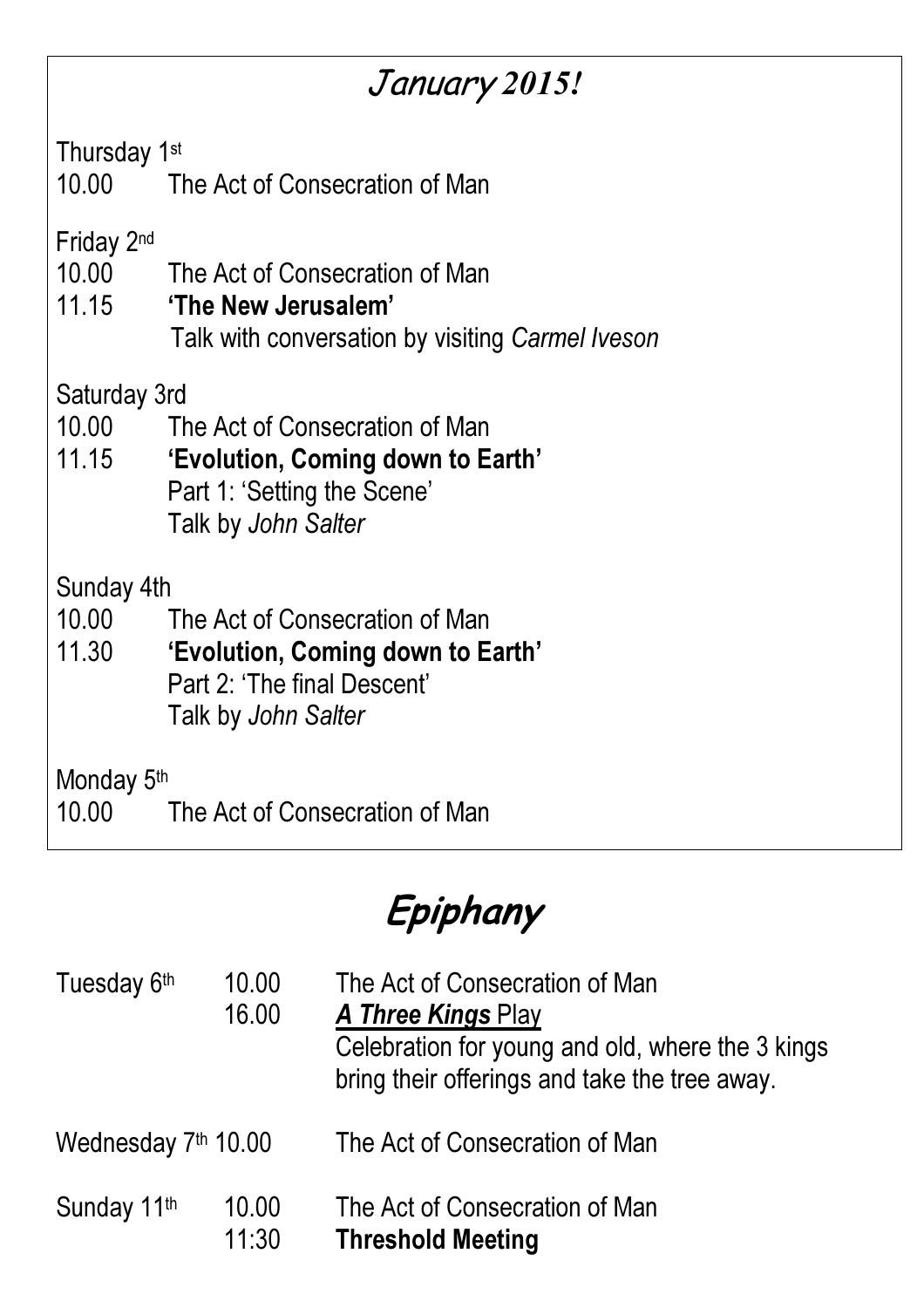## *January 2015!*

Thursday 1st
10.00 The Act of Consecration of Man

Friday 2nd
10.00 The Act of Consecration of Man
11.15 **'The New Jerusalem'**
Talk with conversation by visiting *Carmel Iveson*

Saturday 3rd
10.00 The Act of Consecration of Man
11.15 **'Evolution, Coming down to Earth'**
Part 1: 'Setting the Scene'
Talk by *John Salter*

Sunday 4th
10.00 The Act of Consecration of Man
11.30 **'Evolution, Coming down to Earth'**
Part 2: 'The final Descent'
Talk by *John Salter*

Monday 5th
10.00 The Act of Consecration of Man

## Epiphany

Tuesday 6th
10.00 The Act of Consecration of Man
16.00 ***A Three Kings*** Play
Celebration for young and old, where the 3 kings bring their offerings and take the tree away.

Wednesday 7th 10.00 The Act of Consecration of Man

Sunday 11th
10.00 The Act of Consecration of Man
11:30 **Threshold Meeting**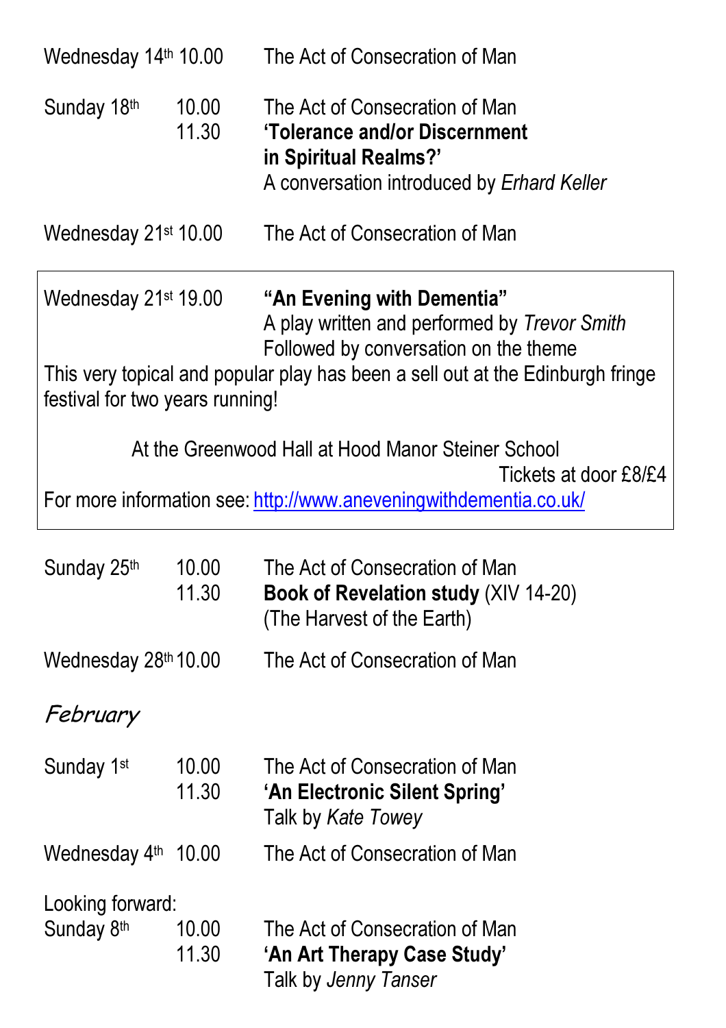Wednesday 14th 10.00 — The Act of Consecration of Man

Sunday 18th
10.00 — The Act of Consecration of Man
11.30 — **'Tolerance and/or Discernment in Spiritual Realms?'**
A conversation introduced by *Erhard Keller*

Wednesday 21st 10.00 — The Act of Consecration of Man

---

Wednesday 21st 19.00 — **"An Evening with Dementia"**
A play written and performed by *Trevor Smith*
Followed by conversation on the theme

This very topical and popular play has been a sell out at the Edinburgh fringe festival for two years running!

At the Greenwood Hall at Hood Manor Steiner School

Tickets at door £8/£4

For more information see: [http://www.aneveningwithdementia.co.uk/](http://www.aneveningwithdementia.co.uk/)

---

Sunday 25th
10.00 — The Act of Consecration of Man
11.30 — **Book of Revelation study** (XIV 14-20)
(The Harvest of the Earth)

Wednesday 28th 10.00 — The Act of Consecration of Man

## *February*

Sunday 1st
10.00 — The Act of Consecration of Man
11.30 — **'An Electronic Silent Spring'**
Talk by *Kate Towey*

Wednesday 4th 10.00 — The Act of Consecration of Man

Looking forward:

Sunday 8th
10.00 — The Act of Consecration of Man
11.30 — **'An Art Therapy Case Study'**
Talk by *Jenny Tanser*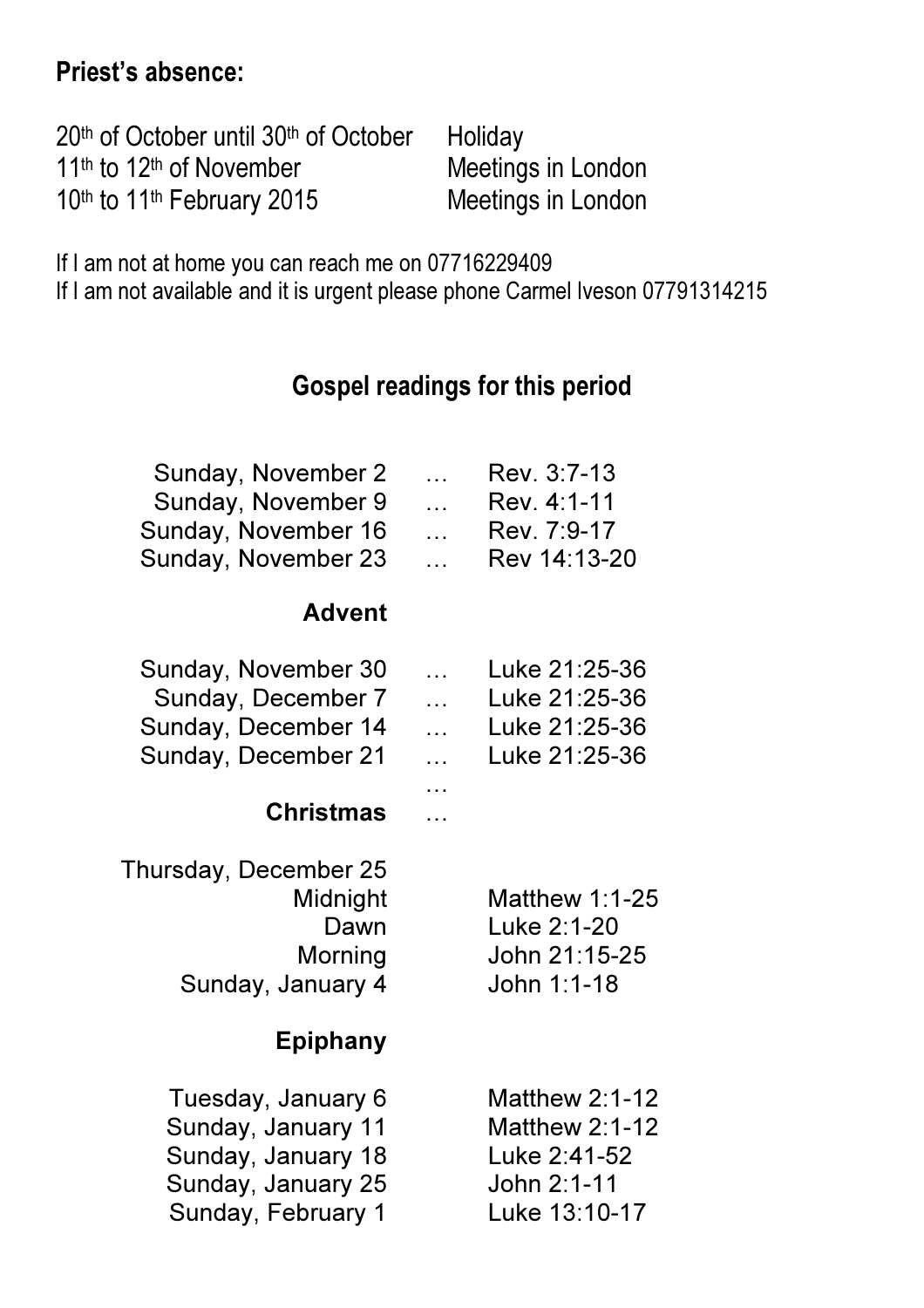## Priest's absence:

| | |
|---|---|
| 20th of October until 30th of October | Holiday |
| 11th to 12th of November | Meetings in London |
| 10th to 11th February 2015 | Meetings in London |

If I am not at home you can reach me on 07716229409
If I am not available and it is urgent please phone Carmel Iveson 07791314215

## Gospel readings for this period

| | | |
|---|---|---|
| Sunday, November 2 | … | Rev. 3:7-13 |
| Sunday, November 9 | … | Rev. 4:1-11 |
| Sunday, November 16 | … | Rev. 7:9-17 |
| Sunday, November 23 | … | Rev 14:13-20 |
| **Advent** | | |
| Sunday, November 30 | … | Luke 21:25-36 |
| Sunday, December 7 | … | Luke 21:25-36 |
| Sunday, December 14 | … | Luke 21:25-36 |
| Sunday, December 21 | … | Luke 21:25-36 |
| | … | |
| **Christmas** | … | |
| Thursday, December 25 | | |
| Midnight | | Matthew 1:1-25 |
| Dawn | | Luke 2:1-20 |
| Morning | | John 21:15-25 |
| Sunday, January 4 | | John 1:1-18 |
| **Epiphany** | | |
| Tuesday, January 6 | | Matthew 2:1-12 |
| Sunday, January 11 | | Matthew 2:1-12 |
| Sunday, January 18 | | Luke 2:41-52 |
| Sunday, January 25 | | John 2:1-11 |
| Sunday, February 1 | | Luke 13:10-17 |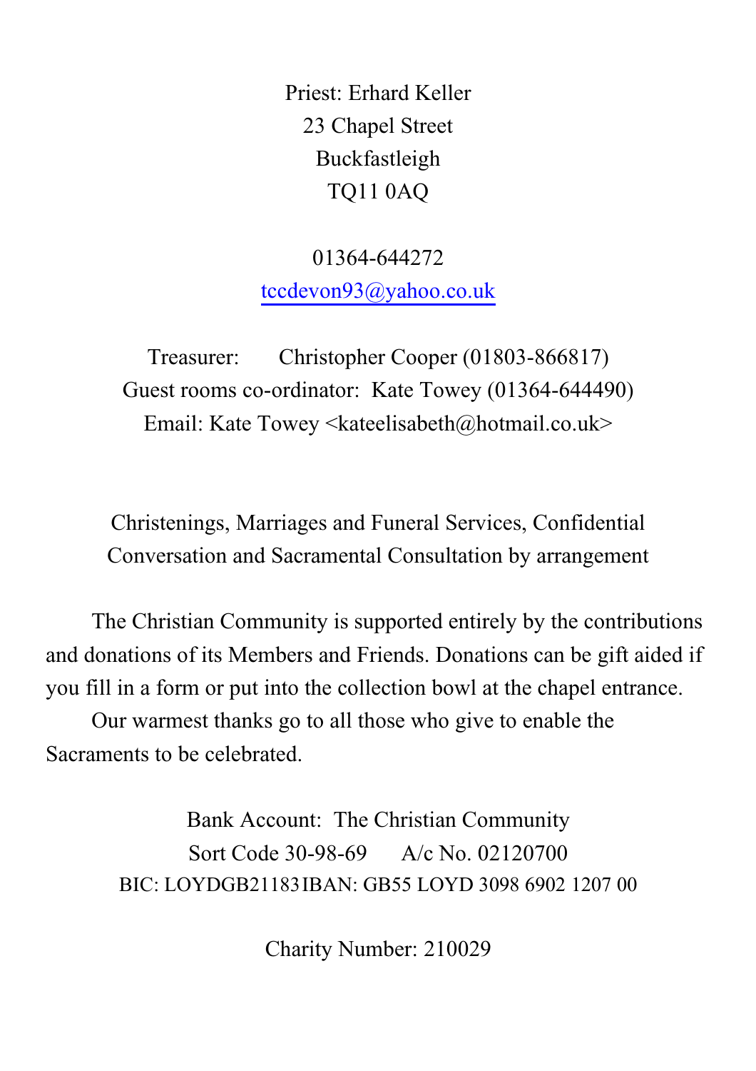Priest: Erhard Keller
23 Chapel Street
Buckfastleigh
TQ11 0AQ

01364-644272
tccdevon93@yahoo.co.uk

Treasurer: Christopher Cooper (01803-866817)
Guest rooms co-ordinator: Kate Towey (01364-644490)
Email: Kate Towey <kateelisabeth@hotmail.co.uk>

Christenings, Marriages and Funeral Services, Confidential Conversation and Sacramental Consultation by arrangement

The Christian Community is supported entirely by the contributions and donations of its Members and Friends. Donations can be gift aided if you fill in a form or put into the collection bowl at the chapel entrance.

Our warmest thanks go to all those who give to enable the Sacraments to be celebrated.

Bank Account: The Christian Community
Sort Code 30-98-69 A/c No. 02120700
BIC: LOYDGB21183 IBAN: GB55 LOYD 3098 6902 1207 00

Charity Number: 210029